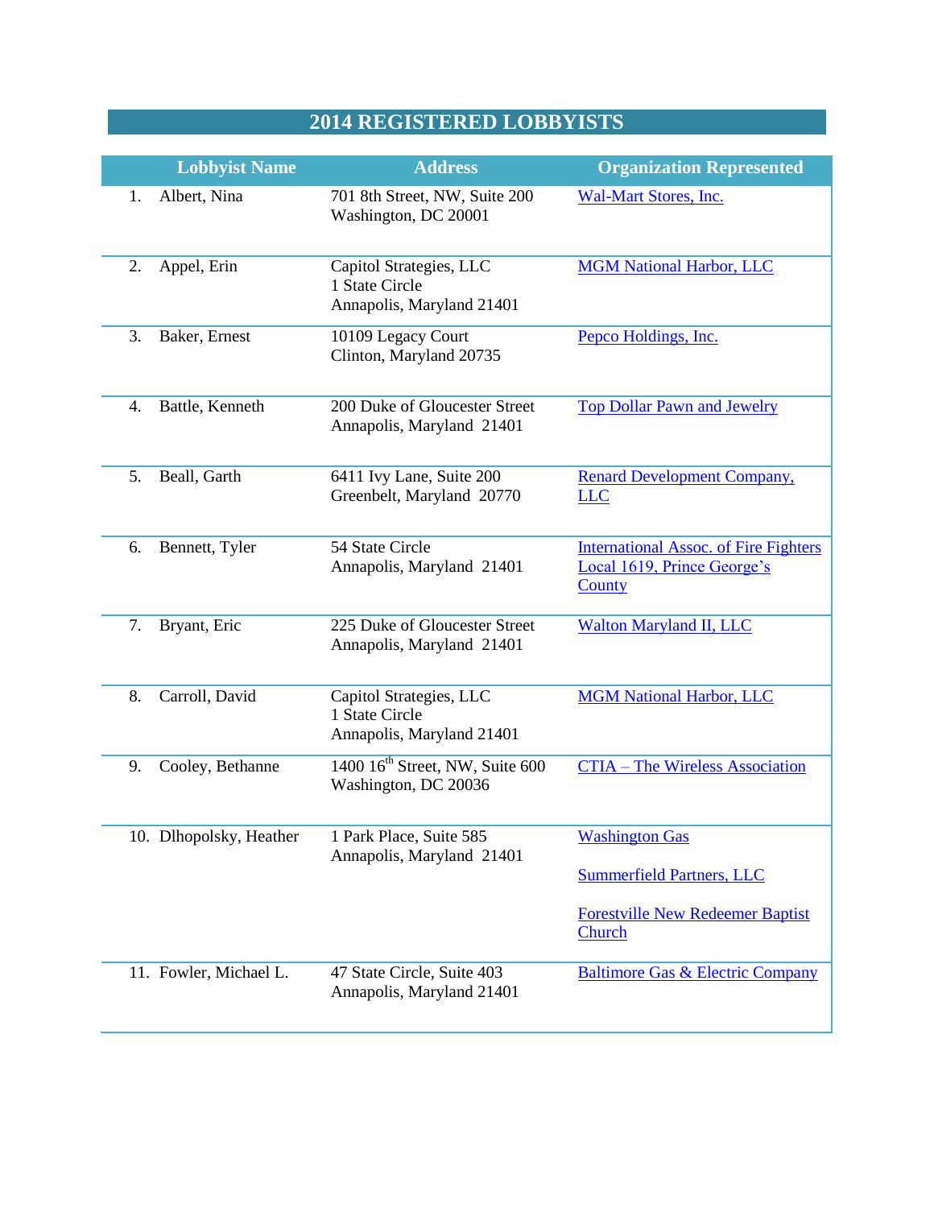# 2014 REGISTERED LOBBYISTS

| | Lobbyist Name | Address | Organization Represented |
|---|---|---|---|
| 1. | Albert, Nina | 701 8th Street, NW, Suite 200<br>Washington, DC 20001 | Wal-Mart Stores, Inc. |
| 2. | Appel, Erin | Capitol Strategies, LLC<br>1 State Circle<br>Annapolis, Maryland 21401 | MGM National Harbor, LLC |
| 3. | Baker, Ernest | 10109 Legacy Court<br>Clinton, Maryland 20735 | Pepco Holdings, Inc. |
| 4. | Battle, Kenneth | 200 Duke of Gloucester Street<br>Annapolis, Maryland 21401 | Top Dollar Pawn and Jewelry |
| 5. | Beall, Garth | 6411 Ivy Lane, Suite 200<br>Greenbelt, Maryland 20770 | Renard Development Company, LLC |
| 6. | Bennett, Tyler | 54 State Circle<br>Annapolis, Maryland 21401 | International Assoc. of Fire Fighters Local 1619, Prince George's County |
| 7. | Bryant, Eric | 225 Duke of Gloucester Street<br>Annapolis, Maryland 21401 | Walton Maryland II, LLC |
| 8. | Carroll, David | Capitol Strategies, LLC<br>1 State Circle<br>Annapolis, Maryland 21401 | MGM National Harbor, LLC |
| 9. | Cooley, Bethanne | 1400 16th Street, NW, Suite 600<br>Washington, DC 20036 | CTIA – The Wireless Association |
| 10. | Dlhopolsky, Heather | 1 Park Place, Suite 585<br>Annapolis, Maryland 21401 | Washington Gas<br><br>Summerfield Partners, LLC<br><br>Forestville New Redeemer Baptist Church |
| 11. | Fowler, Michael L. | 47 State Circle, Suite 403<br>Annapolis, Maryland 21401 | Baltimore Gas & Electric Company |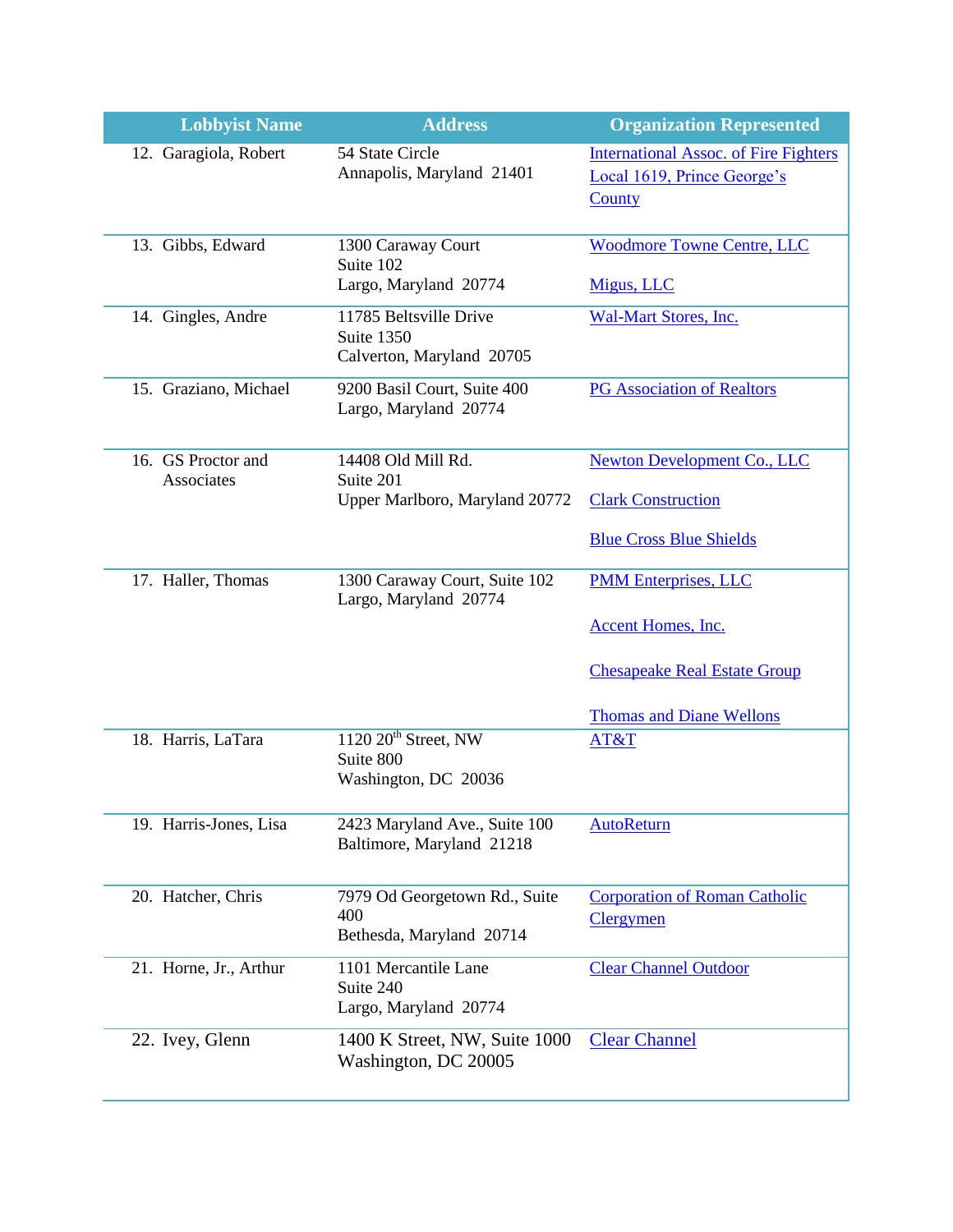| Lobbyist Name | Address | Organization Represented |
|---|---|---|
| 12. Garagiola, Robert | 54 State Circle<br>Annapolis, Maryland 21401 | International Assoc. of Fire Fighters Local 1619, Prince George's County |
| 13. Gibbs, Edward | 1300 Caraway Court<br>Suite 102<br>Largo, Maryland 20774 | Woodmore Towne Centre, LLC<br><br>Migus, LLC |
| 14. Gingles, Andre | 11785 Beltsville Drive<br>Suite 1350<br>Calverton, Maryland 20705 | Wal-Mart Stores, Inc. |
| 15. Graziano, Michael | 9200 Basil Court, Suite 400<br>Largo, Maryland 20774 | PG Association of Realtors |
| 16. GS Proctor and Associates | 14408 Old Mill Rd.<br>Suite 201<br>Upper Marlboro, Maryland 20772 | Newton Development Co., LLC<br><br>Clark Construction<br><br>Blue Cross Blue Shields |
| 17. Haller, Thomas | 1300 Caraway Court, Suite 102<br>Largo, Maryland 20774 | PMM Enterprises, LLC<br><br>Accent Homes, Inc.<br><br>Chesapeake Real Estate Group<br><br>Thomas and Diane Wellons |
| 18. Harris, LaTara | 1120 20th Street, NW<br>Suite 800<br>Washington, DC 20036 | AT&T |
| 19. Harris-Jones, Lisa | 2423 Maryland Ave., Suite 100<br>Baltimore, Maryland 21218 | AutoReturn |
| 20. Hatcher, Chris | 7979 Od Georgetown Rd., Suite 400<br>Bethesda, Maryland 20714 | Corporation of Roman Catholic Clergymen |
| 21. Horne, Jr., Arthur | 1101 Mercantile Lane<br>Suite 240<br>Largo, Maryland 20774 | Clear Channel Outdoor |
| 22. Ivey, Glenn | 1400 K Street, NW, Suite 1000<br>Washington, DC 20005 | Clear Channel |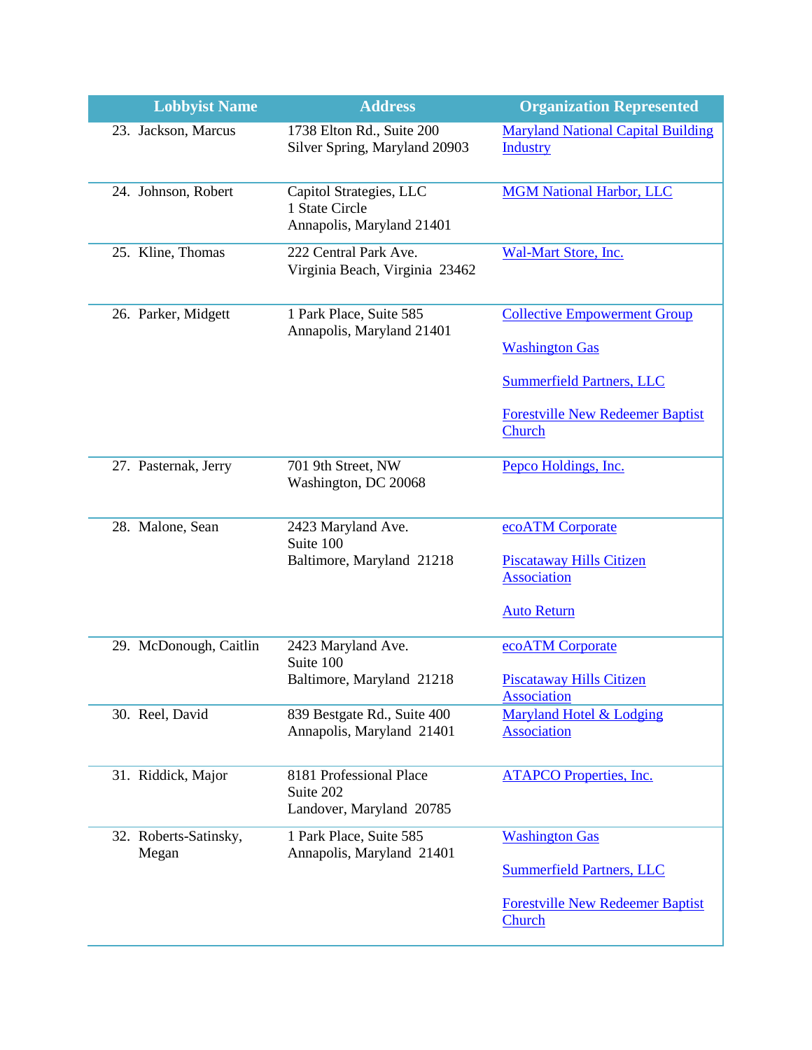| Lobbyist Name | Address | Organization Represented |
|---|---|---|
| 23. Jackson, Marcus | 1738 Elton Rd., Suite 200<br>Silver Spring, Maryland 20903 | Maryland National Capital Building Industry |
| 24. Johnson, Robert | Capitol Strategies, LLC<br>1 State Circle<br>Annapolis, Maryland 21401 | MGM National Harbor, LLC |
| 25. Kline, Thomas | 222 Central Park Ave.<br>Virginia Beach, Virginia 23462 | Wal-Mart Store, Inc. |
| 26. Parker, Midgett | 1 Park Place, Suite 585<br>Annapolis, Maryland 21401 | Collective Empowerment Group<br><br>Washington Gas<br><br>Summerfield Partners, LLC<br><br>Forestville New Redeemer Baptist Church |
| 27. Pasternak, Jerry | 701 9th Street, NW<br>Washington, DC 20068 | Pepco Holdings, Inc. |
| 28. Malone, Sean | 2423 Maryland Ave.<br>Suite 100<br>Baltimore, Maryland 21218 | ecoATM Corporate<br><br>Piscataway Hills Citizen Association<br><br>Auto Return |
| 29. McDonough, Caitlin | 2423 Maryland Ave.<br>Suite 100<br>Baltimore, Maryland 21218 | ecoATM Corporate<br><br>Piscataway Hills Citizen Association |
| 30. Reel, David | 839 Bestgate Rd., Suite 400<br>Annapolis, Maryland 21401 | Maryland Hotel & Lodging Association |
| 31. Riddick, Major | 8181 Professional Place<br>Suite 202<br>Landover, Maryland 20785 | ATAPCO Properties, Inc. |
| 32. Roberts-Satinsky, Megan | 1 Park Place, Suite 585<br>Annapolis, Maryland 21401 | Washington Gas<br><br>Summerfield Partners, LLC<br><br>Forestville New Redeemer Baptist Church |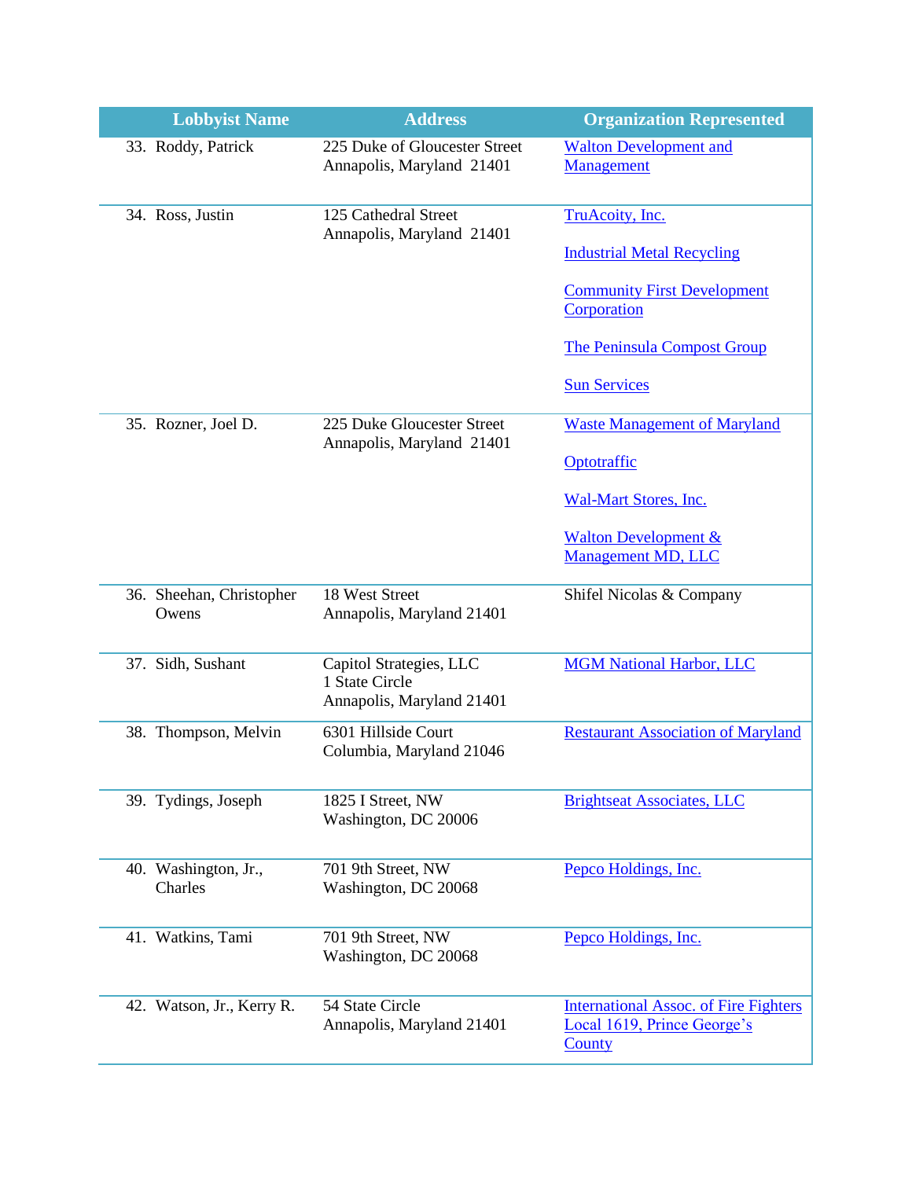| Lobbyist Name | Address | Organization Represented |
|---|---|---|
| 33. Roddy, Patrick | 225 Duke of Gloucester Street<br>Annapolis, Maryland 21401 | Walton Development and Management |
| 34. Ross, Justin | 125 Cathedral Street<br>Annapolis, Maryland 21401 | TruAcoity, Inc.<br><br>Industrial Metal Recycling<br><br>Community First Development Corporation<br><br>The Peninsula Compost Group<br><br>Sun Services |
| 35. Rozner, Joel D. | 225 Duke Gloucester Street<br>Annapolis, Maryland 21401 | Waste Management of Maryland<br><br>Optotraffic<br><br>Wal-Mart Stores, Inc.<br><br>Walton Development & Management MD, LLC |
| 36. Sheehan, Christopher Owens | 18 West Street<br>Annapolis, Maryland 21401 | Shifel Nicolas & Company |
| 37. Sidh, Sushant | Capitol Strategies, LLC<br>1 State Circle<br>Annapolis, Maryland 21401 | MGM National Harbor, LLC |
| 38. Thompson, Melvin | 6301 Hillside Court<br>Columbia, Maryland 21046 | Restaurant Association of Maryland |
| 39. Tydings, Joseph | 1825 I Street, NW<br>Washington, DC 20006 | Brightseat Associates, LLC |
| 40. Washington, Jr., Charles | 701 9th Street, NW<br>Washington, DC 20068 | Pepco Holdings, Inc. |
| 41. Watkins, Tami | 701 9th Street, NW<br>Washington, DC 20068 | Pepco Holdings, Inc. |
| 42. Watson, Jr., Kerry R. | 54 State Circle<br>Annapolis, Maryland 21401 | International Assoc. of Fire Fighters Local 1619, Prince George's County |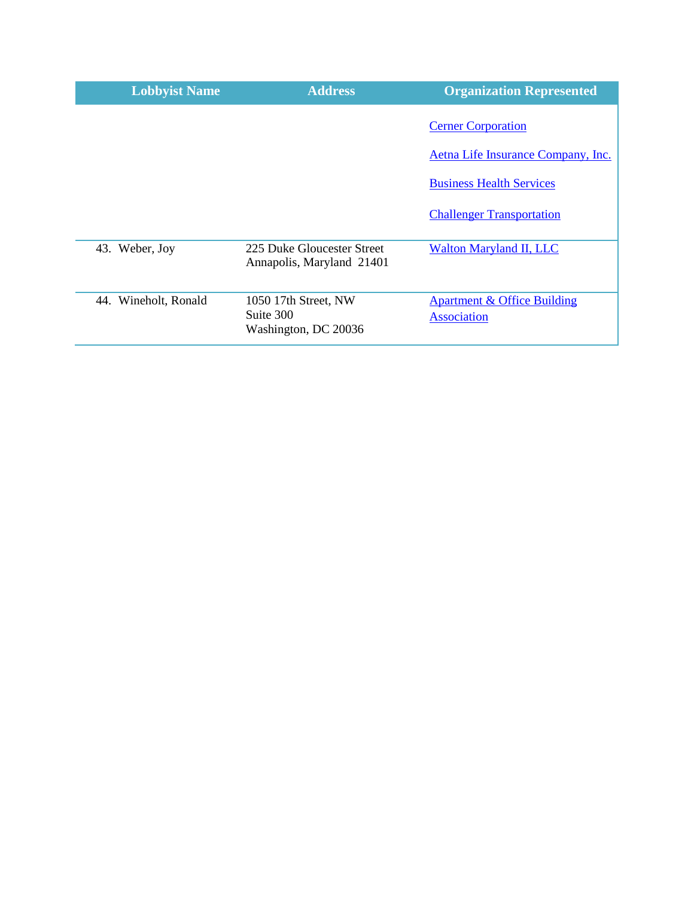| Lobbyist Name | Address | Organization Represented |
|---|---|---|
| | | Cerner Corporation<br><br>Aetna Life Insurance Company, Inc.<br><br>Business Health Services<br><br>Challenger Transportation |
| 43. Weber, Joy | 225 Duke Gloucester Street<br>Annapolis, Maryland 21401 | Walton Maryland II, LLC |
| 44. Wineholt, Ronald | 1050 17th Street, NW<br>Suite 300<br>Washington, DC 20036 | Apartment & Office Building Association |